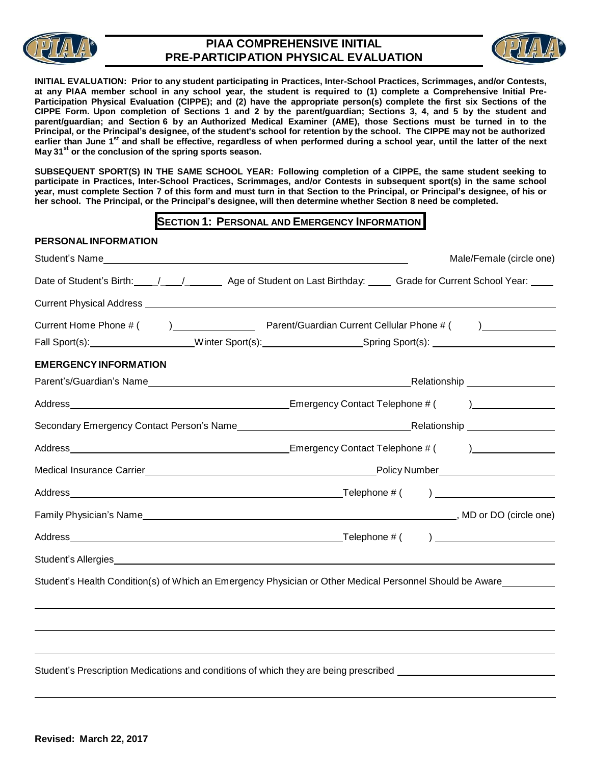# PIAA COMPREHENSIVE INITIAL PRE-PARTICIPATION PHYSICAL EVALUATION

**INITIAL EVALUATION: Prior to any student participating in Practices, Inter-School Practices, Scrimmages, and/or Contests, at any PIAA member school in any school year, the student is required to (1) complete a Comprehensive Initial Pre-Participation Physical Evaluation (CIPPE); and (2) have the appropriate person(s) complete the first six Sections of the CIPPE Form. Upon completion of Sections 1 and 2 by the parent/guardian; Sections 3, 4, and 5 by the student and parent/guardian; and Section 6 by an Authorized Medical Examiner (AME), those Sections must be turned in to the Principal, or the Principal's designee, of the student's school for retention by the school. The CIPPE may not be authorized earlier than June 1st and shall be effective, regardless of when performed during a school year, until the latter of the next May 31st or the conclusion of the spring sports season.**

**SUBSEQUENT SPORT(S) IN THE SAME SCHOOL YEAR: Following completion of a CIPPE, the same student seeking to participate in Practices, Inter-School Practices, Scrimmages, and/or Contests in subsequent sport(s) in the same school year, must complete Section 7 of this form and must turn in that Section to the Principal, or Principal's designee, of his or her school. The Principal, or the Principal's designee, will then determine whether Section 8 need be completed.**

## SECTION 1: PERSONAL AND EMERGENCY INFORMATION

### PERSONAL INFORMATION

Student's Name ________________________________________ Male/Female (circle one)

Date of Student's Birth: ___/___/______ Age of Student on Last Birthday: ____ Grade for Current School Year: ____

Current Physical Address ________________________________________

Current Home Phone # ( ) ____________ Parent/Guardian Current Cellular Phone # ( ) ____________

Fall Sport(s): ______________ Winter Sport(s): ______________ Spring Sport(s): ______________

### EMERGENCY INFORMATION

Parent's/Guardian's Name ________________________________ Relationship ____________

Address ________________________________ Emergency Contact Telephone # ( ) ____________

Secondary Emergency Contact Person's Name ________________________ Relationship ____________

Address ________________________________ Emergency Contact Telephone # ( ) ____________

Medical Insurance Carrier ________________________________ Policy Number ____________

Address ________________________________ Telephone # ( ) ____________

Family Physician's Name ________________________________, MD or DO (circle one)

Address ________________________________ Telephone # ( ) ____________

Student's Allergies ________________________________________

Student's Health Condition(s) of Which an Emergency Physician or Other Medical Personnel Should be Aware ____________

________________________________________

________________________________________

________________________________________

Student's Prescription Medications and conditions of which they are being prescribed ________________________

________________________________________

**Revised: March 22, 2017**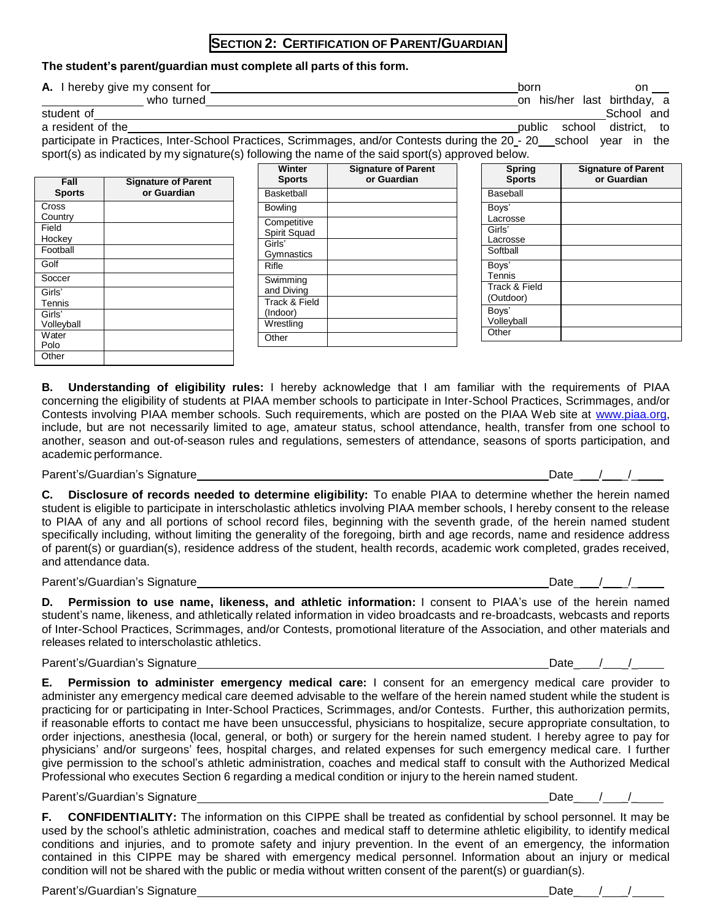## SECTION 2: CERTIFICATION OF PARENT/GUARDIAN

**The student's parent/guardian must complete all parts of this form.**

**A.** I hereby give my consent for ______________________________ born on ______________ who turned ______________ on his/her last birthday, a student of ______________________________ School and a resident of the ______________________________ public school district, to participate in Practices, Inter-School Practices, Scrimmages, and/or Contests during the 20__- 20__ school year in the sport(s) as indicated by my signature(s) following the name of the said sport(s) approved below.

| Fall Sports | Signature of Parent or Guardian |
|---|---|
| Cross Country | |
| Field Hockey | |
| Football | |
| Golf | |
| Soccer | |
| Girls' Tennis | |
| Girls' Volleyball | |
| Water Polo | |
| Other | |

| Winter Sports | Signature of Parent or Guardian |
|---|---|
| Basketball | |
| Bowling | |
| Competitive Spirit Squad | |
| Girls' Gymnastics | |
| Rifle | |
| Swimming and Diving | |
| Track & Field (Indoor) | |
| Wrestling | |
| Other | |

| Spring Sports | Signature of Parent or Guardian |
|---|---|
| Baseball | |
| Boys' Lacrosse | |
| Girls' Lacrosse | |
| Softball | |
| Boys' Tennis | |
| Track & Field (Outdoor) | |
| Boys' Volleyball | |
| Other | |

**B. Understanding of eligibility rules:** I hereby acknowledge that I am familiar with the requirements of PIAA concerning the eligibility of students at PIAA member schools to participate in Inter-School Practices, Scrimmages, and/or Contests involving PIAA member schools. Such requirements, which are posted on the PIAA Web site at www.piaa.org, include, but are not necessarily limited to age, amateur status, school attendance, health, transfer from one school to another, season and out-of-season rules and regulations, semesters of attendance, seasons of sports participation, and academic performance.

Parent's/Guardian's Signature ______________________________ Date___/___/____

**C. Disclosure of records needed to determine eligibility:** To enable PIAA to determine whether the herein named student is eligible to participate in interscholastic athletics involving PIAA member schools, I hereby consent to the release to PIAA of any and all portions of school record files, beginning with the seventh grade, of the herein named student specifically including, without limiting the generality of the foregoing, birth and age records, name and residence address of parent(s) or guardian(s), residence address of the student, health records, academic work completed, grades received, and attendance data.

Parent's/Guardian's Signature ______________________________ Date___/___/____

**D. Permission to use name, likeness, and athletic information:** I consent to PIAA's use of the herein named student's name, likeness, and athletically related information in video broadcasts and re-broadcasts, webcasts and reports of Inter-School Practices, Scrimmages, and/or Contests, promotional literature of the Association, and other materials and releases related to interscholastic athletics.

Parent's/Guardian's Signature ______________________________ Date___/___/____

**E. Permission to administer emergency medical care:** I consent for an emergency medical care provider to administer any emergency medical care deemed advisable to the welfare of the herein named student while the student is practicing for or participating in Inter-School Practices, Scrimmages, and/or Contests. Further, this authorization permits, if reasonable efforts to contact me have been unsuccessful, physicians to hospitalize, secure appropriate consultation, to order injections, anesthesia (local, general, or both) or surgery for the herein named student. I hereby agree to pay for physicians' and/or surgeons' fees, hospital charges, and related expenses for such emergency medical care. I further give permission to the school's athletic administration, coaches and medical staff to consult with the Authorized Medical Professional who executes Section 6 regarding a medical condition or injury to the herein named student.

Parent's/Guardian's Signature ______________________________ Date___/___/____

**F. CONFIDENTIALITY:** The information on this CIPPE shall be treated as confidential by school personnel. It may be used by the school's athletic administration, coaches and medical staff to determine athletic eligibility, to identify medical conditions and injuries, and to promote safety and injury prevention. In the event of an emergency, the information contained in this CIPPE may be shared with emergency medical personnel. Information about an injury or medical condition will not be shared with the public or media without written consent of the parent(s) or guardian(s).

Parent's/Guardian's Signature ______________________________ Date___/___/____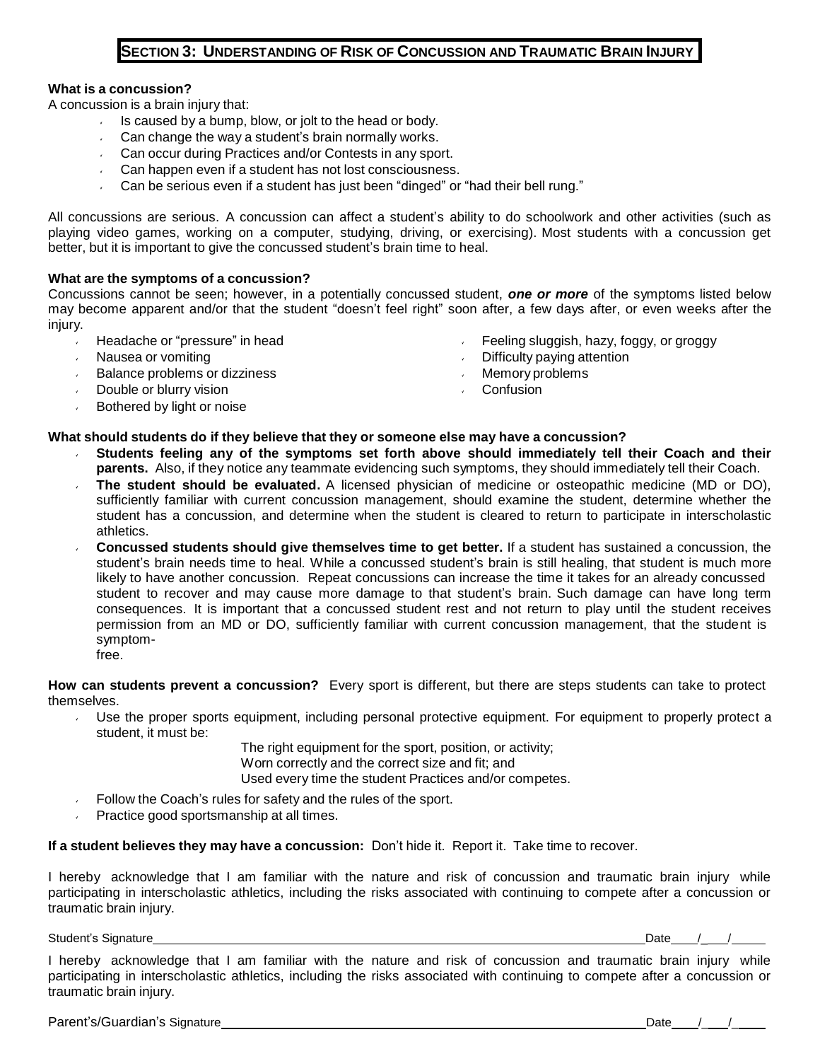## SECTION 3: UNDERSTANDING OF RISK OF CONCUSSION AND TRAUMATIC BRAIN INJURY

**What is a concussion?**

A concussion is a brain injury that:

- Is caused by a bump, blow, or jolt to the head or body.
- Can change the way a student's brain normally works.
- Can occur during Practices and/or Contests in any sport.
- Can happen even if a student has not lost consciousness.
- Can be serious even if a student has just been "dinged" or "had their bell rung."

All concussions are serious. A concussion can affect a student's ability to do schoolwork and other activities (such as playing video games, working on a computer, studying, driving, or exercising). Most students with a concussion get better, but it is important to give the concussed student's brain time to heal.

**What are the symptoms of a concussion?**

Concussions cannot be seen; however, in a potentially concussed student, ***one or more*** of the symptoms listed below may become apparent and/or that the student "doesn't feel right" soon after, a few days after, or even weeks after the injury.

- Headache or "pressure" in head
- Nausea or vomiting
- Balance problems or dizziness
- Double or blurry vision
- Bothered by light or noise
- Feeling sluggish, hazy, foggy, or groggy
- Difficulty paying attention
- Memory problems
- Confusion

**What should students do if they believe that they or someone else may have a concussion?**

- **Students feeling any of the symptoms set forth above should immediately tell their Coach and their parents.** Also, if they notice any teammate evidencing such symptoms, they should immediately tell their Coach.
- **The student should be evaluated.** A licensed physician of medicine or osteopathic medicine (MD or DO), sufficiently familiar with current concussion management, should examine the student, determine whether the student has a concussion, and determine when the student is cleared to return to participate in interscholastic athletics.
- **Concussed students should give themselves time to get better.** If a student has sustained a concussion, the student's brain needs time to heal. While a concussed student's brain is still healing, that student is much more likely to have another concussion. Repeat concussions can increase the time it takes for an already concussed student to recover and may cause more damage to that student's brain. Such damage can have long term consequences. It is important that a concussed student rest and not return to play until the student receives permission from an MD or DO, sufficiently familiar with current concussion management, that the student is symptom-free.

**How can students prevent a concussion?** Every sport is different, but there are steps students can take to protect themselves.

- Use the proper sports equipment, including personal protective equipment. For equipment to properly protect a student, it must be:

  The right equipment for the sport, position, or activity;
  Worn correctly and the correct size and fit; and
  Used every time the student Practices and/or competes.

- Follow the Coach's rules for safety and the rules of the sport.
- Practice good sportsmanship at all times.

**If a student believes they may have a concussion:** Don't hide it. Report it. Take time to recover.

I hereby acknowledge that I am familiar with the nature and risk of concussion and traumatic brain injury while participating in interscholastic athletics, including the risks associated with continuing to compete after a concussion or traumatic brain injury.

Student's Signature\_\_\_\_\_\_\_\_\_\_\_\_\_\_\_\_\_\_\_\_\_\_\_\_\_\_\_\_\_\_\_\_\_\_\_\_\_\_\_\_ Date\_\_\_\_/\_\_\_\_/\_\_\_\_\_

I hereby acknowledge that I am familiar with the nature and risk of concussion and traumatic brain injury while participating in interscholastic athletics, including the risks associated with continuing to compete after a concussion or traumatic brain injury.

Parent's/Guardian's Signature\_\_\_\_\_\_\_\_\_\_\_\_\_\_\_\_\_\_\_\_\_\_\_\_\_\_\_\_\_\_\_\_\_\_\_\_ Date\_\_\_\_/\_\_\_\_/\_\_\_\_\_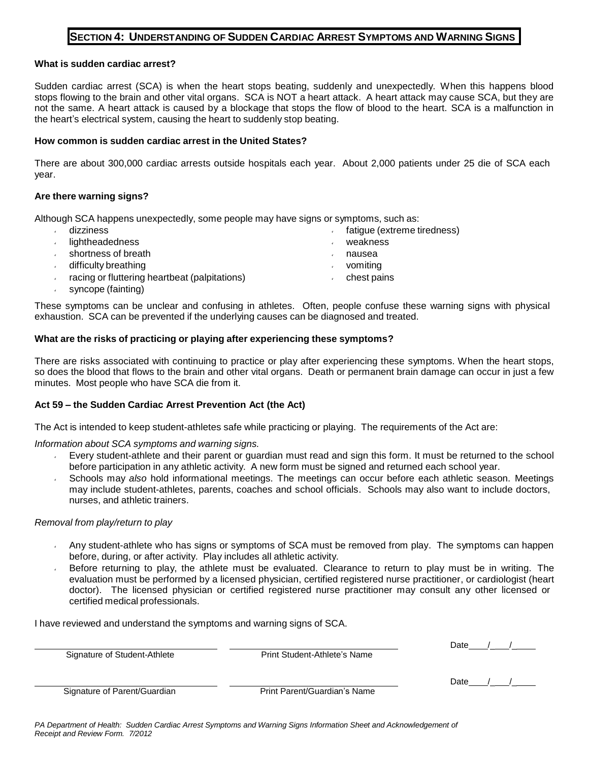## SECTION 4: UNDERSTANDING OF SUDDEN CARDIAC ARREST SYMPTOMS AND WARNING SIGNS

**What is sudden cardiac arrest?**

Sudden cardiac arrest (SCA) is when the heart stops beating, suddenly and unexpectedly. When this happens blood stops flowing to the brain and other vital organs. SCA is NOT a heart attack. A heart attack may cause SCA, but they are not the same. A heart attack is caused by a blockage that stops the flow of blood to the heart. SCA is a malfunction in the heart's electrical system, causing the heart to suddenly stop beating.

**How common is sudden cardiac arrest in the United States?**

There are about 300,000 cardiac arrests outside hospitals each year. About 2,000 patients under 25 die of SCA each year.

**Are there warning signs?**

Although SCA happens unexpectedly, some people may have signs or symptoms, such as:

- dizziness
- lightheadedness
- shortness of breath
- difficulty breathing
- racing or fluttering heartbeat (palpitations)
- syncope (fainting)
- fatigue (extreme tiredness)
- weakness
- nausea
- vomiting
- chest pains

These symptoms can be unclear and confusing in athletes. Often, people confuse these warning signs with physical exhaustion. SCA can be prevented if the underlying causes can be diagnosed and treated.

**What are the risks of practicing or playing after experiencing these symptoms?**

There are risks associated with continuing to practice or play after experiencing these symptoms. When the heart stops, so does the blood that flows to the brain and other vital organs. Death or permanent brain damage can occur in just a few minutes. Most people who have SCA die from it.

**Act 59 – the Sudden Cardiac Arrest Prevention Act (the Act)**

The Act is intended to keep student-athletes safe while practicing or playing. The requirements of the Act are:

*Information about SCA symptoms and warning signs.*

- Every student-athlete and their parent or guardian must read and sign this form. It must be returned to the school before participation in any athletic activity. A new form must be signed and returned each school year.
- Schools may *also* hold informational meetings. The meetings can occur before each athletic season. Meetings may include student-athletes, parents, coaches and school officials. Schools may also want to include doctors, nurses, and athletic trainers.

*Removal from play/return to play*

- Any student-athlete who has signs or symptoms of SCA must be removed from play. The symptoms can happen before, during, or after activity. Play includes all athletic activity.
- Before returning to play, the athlete must be evaluated. Clearance to return to play must be in writing. The evaluation must be performed by a licensed physician, certified registered nurse practitioner, or cardiologist (heart doctor). The licensed physician or certified registered nurse practitioner may consult any other licensed or certified medical professionals.

I have reviewed and understand the symptoms and warning signs of SCA.

| | | |
|---|---|---|
| ______________________ | ______________________ | Date____/____/_____ |
| Signature of Student-Athlete | Print Student-Athlete's Name | |
| ______________________ | ______________________ | Date____/____/_____ |
| Signature of Parent/Guardian | Print Parent/Guardian's Name | |

*PA Department of Health: Sudden Cardiac Arrest Symptoms and Warning Signs Information Sheet and Acknowledgement of Receipt and Review Form. 7/2012*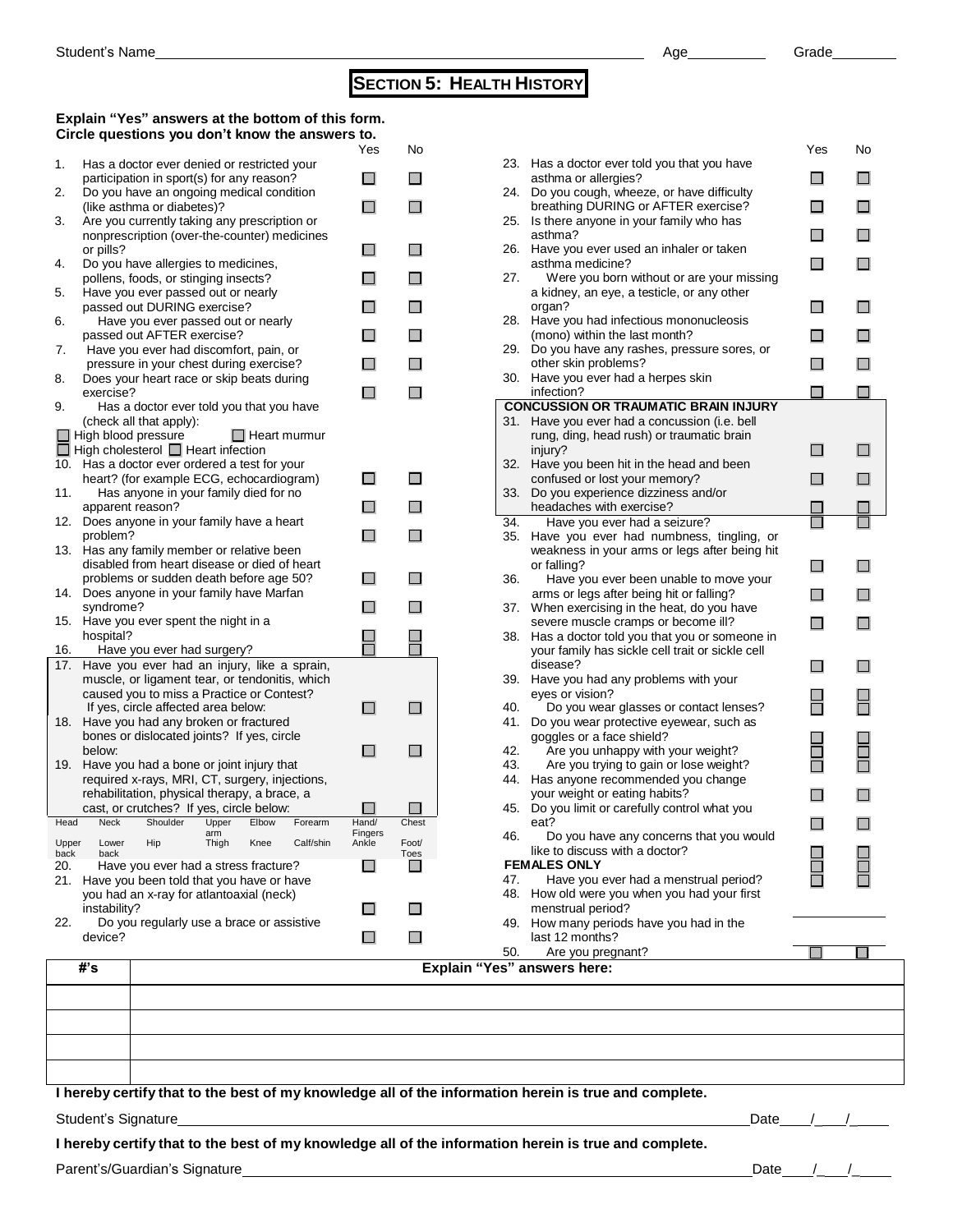Student's Name________________________________________ Age__________ Grade________

# SECTION 5: HEALTH HISTORY

**Explain "Yes" answers at the bottom of this form.**
**Circle questions you don't know the answers to.**

| # | Question | Yes | No |
|---|---|---|---|
| 1. | Has a doctor ever denied or restricted your participation in sport(s) for any reason? | ☐ | ☐ |
| 2. | Do you have an ongoing medical condition (like asthma or diabetes)? | ☐ | ☐ |
| 3. | Are you currently taking any prescription or nonprescription (over-the-counter) medicines or pills? | ☐ | ☐ |
| 4. | Do you have allergies to medicines, pollens, foods, or stinging insects? | ☐ | ☐ |
| 5. | Have you ever passed out or nearly passed out DURING exercise? | ☐ | ☐ |
| 6. | Have you ever passed out or nearly passed out AFTER exercise? | ☐ | ☐ |
| 7. | Have you ever had discomfort, pain, or pressure in your chest during exercise? | ☐ | ☐ |
| 8. | Does your heart race or skip beats during exercise? | ☐ | ☐ |
| 9. | Has a doctor ever told you that you have (check all that apply): ☐ High blood pressure ☐ Heart murmur ☐ High cholesterol ☐ Heart infection | | |
| 10. | Has a doctor ever ordered a test for your heart? (for example ECG, echocardiogram) | ☐ | ☐ |
| 11. | Has anyone in your family died for no apparent reason? | ☐ | ☐ |
| 12. | Does anyone in your family have a heart problem? | ☐ | ☐ |
| 13. | Has any family member or relative been disabled from heart disease or died of heart problems or sudden death before age 50? | ☐ | ☐ |
| 14. | Does anyone in your family have Marfan syndrome? | ☐ | ☐ |
| 15. | Have you ever spent the night in a hospital? | ☐ | ☐ |
| 16. | Have you ever had surgery? | ☐ | ☐ |
| 17. | Have you ever had an injury, like a sprain, muscle, or ligament tear, or tendonitis, which caused you to miss a Practice or Contest? If yes, circle affected area below: | ☐ | ☐ |
| 18. | Have you had any broken or fractured bones or dislocated joints? If yes, circle below: | ☐ | ☐ |
| 19. | Have you had a bone or joint injury that required x-rays, MRI, CT, surgery, injections, rehabilitation, physical therapy, a brace, a cast, or crutches? If yes, circle below: | ☐ | ☐ |

| Head | Neck | Shoulder | Upper arm | Elbow | Forearm | Hand/ Fingers | Chest |
|---|---|---|---|---|---|---|---|
| Upper back | Lower back | Hip | Thigh | Knee | Calf/shin | Ankle | Foot/ Toes |

| # | Question | Yes | No |
|---|---|---|---|
| 20. | Have you ever had a stress fracture? | ☐ | ☐ |
| 21. | Have you been told that you have or have you had an x-ray for atlantoaxial (neck) instability? | ☐ | ☐ |
| 22. | Do you regularly use a brace or assistive device? | ☐ | ☐ |
| 23. | Has a doctor ever told you that you have asthma or allergies? | ☐ | ☐ |
| 24. | Do you cough, wheeze, or have difficulty breathing DURING or AFTER exercise? | ☐ | ☐ |
| 25. | Is there anyone in your family who has asthma? | ☐ | ☐ |
| 26. | Have you ever used an inhaler or taken asthma medicine? | ☐ | ☐ |
| 27. | Were you born without or are your missing a kidney, an eye, a testicle, or any other organ? | ☐ | ☐ |
| 28. | Have you had infectious mononucleosis (mono) within the last month? | ☐ | ☐ |
| 29. | Do you have any rashes, pressure sores, or other skin problems? | ☐ | ☐ |
| 30. | Have you ever had a herpes skin infection? | ☐ | ☐ |
| | **CONCUSSION OR TRAUMATIC BRAIN INJURY** | | |
| 31. | Have you ever had a concussion (i.e. bell rung, ding, head rush) or traumatic brain injury? | ☐ | ☐ |
| 32. | Have you been hit in the head and been confused or lost your memory? | ☐ | ☐ |
| 33. | Do you experience dizziness and/or headaches with exercise? | ☐ | ☐ |
| 34. | Have you ever had a seizure? | ☐ | ☐ |
| 35. | Have you ever had numbness, tingling, or weakness in your arms or legs after being hit or falling? | ☐ | ☐ |
| 36. | Have you ever been unable to move your arms or legs after being hit or falling? | ☐ | ☐ |
| 37. | When exercising in the heat, do you have severe muscle cramps or become ill? | ☐ | ☐ |
| 38. | Has a doctor told you that you or someone in your family has sickle cell trait or sickle cell disease? | ☐ | ☐ |
| 39. | Have you had any problems with your eyes or vision? | ☐ | ☐ |
| 40. | Do you wear glasses or contact lenses? | ☐ | ☐ |
| 41. | Do you wear protective eyewear, such as goggles or a face shield? | ☐ | ☐ |
| 42. | Are you unhappy with your weight? | ☐ | ☐ |
| 43. | Are you trying to gain or lose weight? | ☐ | ☐ |
| 44. | Has anyone recommended you change your weight or eating habits? | ☐ | ☐ |
| 45. | Do you limit or carefully control what you eat? | ☐ | ☐ |
| 46. | Do you have any concerns that you would like to discuss with a doctor? | ☐ | ☐ |
| | **FEMALES ONLY** | | |
| 47. | Have you ever had a menstrual period? | ☐ | ☐ |
| 48. | How old were you when you had your first menstrual period? | ________ | |
| 49. | How many periods have you had in the last 12 months? | ________ | |
| 50. | Are you pregnant? | ☐ | ☐ |

| #'s | Explain "Yes" answers here: |
|---|---|
| | |
| | |
| | |
| | |

**I hereby certify that to the best of my knowledge all of the information herein is true and complete.**

Student's Signature________________________________________ Date____/___/____

**I hereby certify that to the best of my knowledge all of the information herein is true and complete.**

Parent's/Guardian's Signature________________________________________ Date____/___/____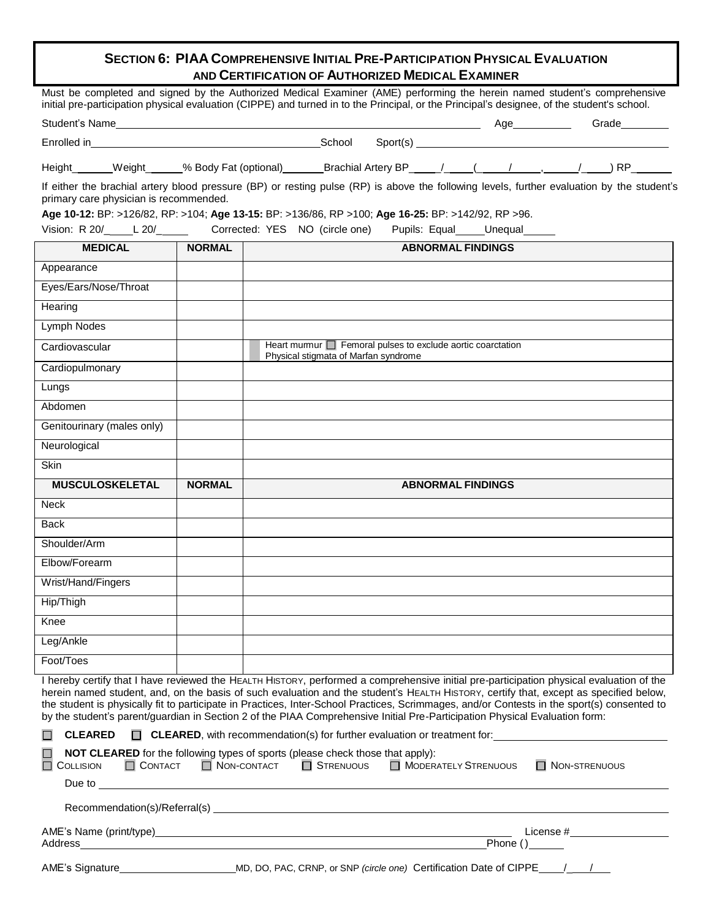## SECTION 6: PIAA COMPREHENSIVE INITIAL PRE-PARTICIPATION PHYSICAL EVALUATION AND CERTIFICATION OF AUTHORIZED MEDICAL EXAMINER

Must be completed and signed by the Authorized Medical Examiner (AME) performing the herein named student's comprehensive initial pre-participation physical evaluation (CIPPE) and turned in to the Principal, or the Principal's designee, of the student's school.

Student's Name_________________________________ Age_______ Grade_______

Enrolled in_____________________________ School Sport(s) _____________________________

Height______ Weight______ % Body Fat (optional)______ Brachial Artery BP____/____(____/____, ____/____) RP______

If either the brachial artery blood pressure (BP) or resting pulse (RP) is above the following levels, further evaluation by the student's primary care physician is recommended.

**Age 10-12:** BP: >126/82, RP: >104; **Age 13-15:** BP: >136/86, RP >100; **Age 16-25:** BP: >142/92, RP >96.

Vision: R 20/____ L 20/____ Corrected: YES NO (circle one) Pupils: Equal____ Unequal____

| MEDICAL | NORMAL | ABNORMAL FINDINGS |
|---|---|---|
| Appearance | | |
| Eyes/Ears/Nose/Throat | | |
| Hearing | | |
| Lymph Nodes | | |
| Cardiovascular | | Heart murmur ☐ Femoral pulses to exclude aortic coarctation Physical stigmata of Marfan syndrome |
| Cardiopulmonary | | |
| Lungs | | |
| Abdomen | | |
| Genitourinary (males only) | | |
| Neurological | | |
| Skin | | |
| **MUSCULOSKELETAL** | **NORMAL** | **ABNORMAL FINDINGS** |
| Neck | | |
| Back | | |
| Shoulder/Arm | | |
| Elbow/Forearm | | |
| Wrist/Hand/Fingers | | |
| Hip/Thigh | | |
| Knee | | |
| Leg/Ankle | | |
| Foot/Toes | | |

I hereby certify that I have reviewed the HEALTH HISTORY, performed a comprehensive initial pre-participation physical evaluation of the herein named student, and, on the basis of such evaluation and the student's HEALTH HISTORY, certify that, except as specified below, the student is physically fit to participate in Practices, Inter-School Practices, Scrimmages, and/or Contests in the sport(s) consented to by the student's parent/guardian in Section 2 of the PIAA Comprehensive Initial Pre-Participation Physical Evaluation form:

☐ **CLEARED** ☐ **CLEARED**, with recommendation(s) for further evaluation or treatment for:______________________

☐ **NOT CLEARED** for the following types of sports (please check those that apply):
☐ COLLISION ☐ CONTACT ☐ NON-CONTACT ☐ STRENUOUS ☐ MODERATELY STRENUOUS ☐ NON-STRENUOUS

Due to ______________________________________________

Recommendation(s)/Referral(s) ______________________________________________

AME's Name (print/type)______________________________ License #______________

Address______________________________ Phone ()______

AME's Signature________________ MD, DO, PAC, CRNP, or SNP *(circle one)* Certification Date of CIPPE____/____/____